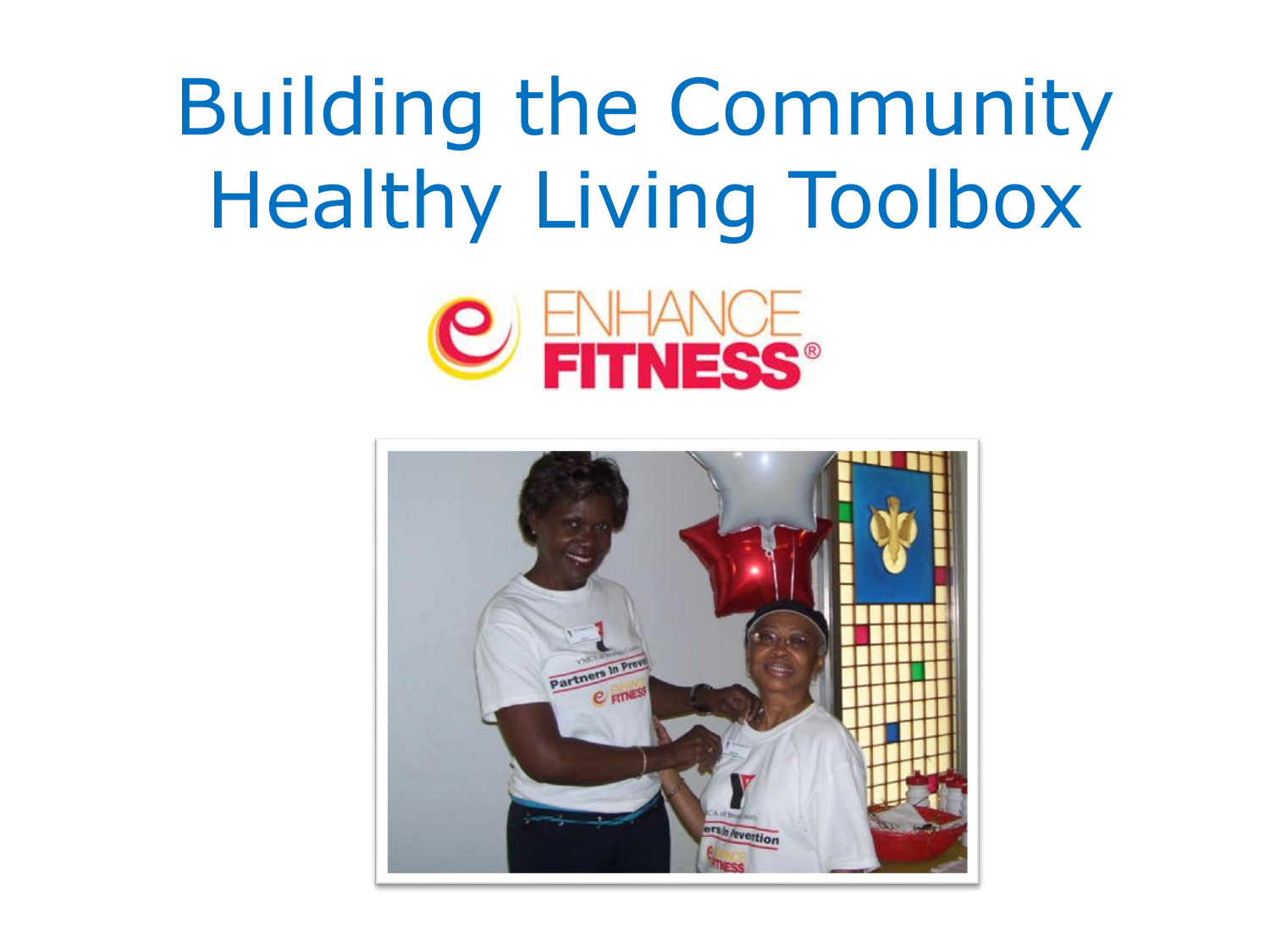# Building the Community Healthy Living Toolbox

ENHANCE FITNESS®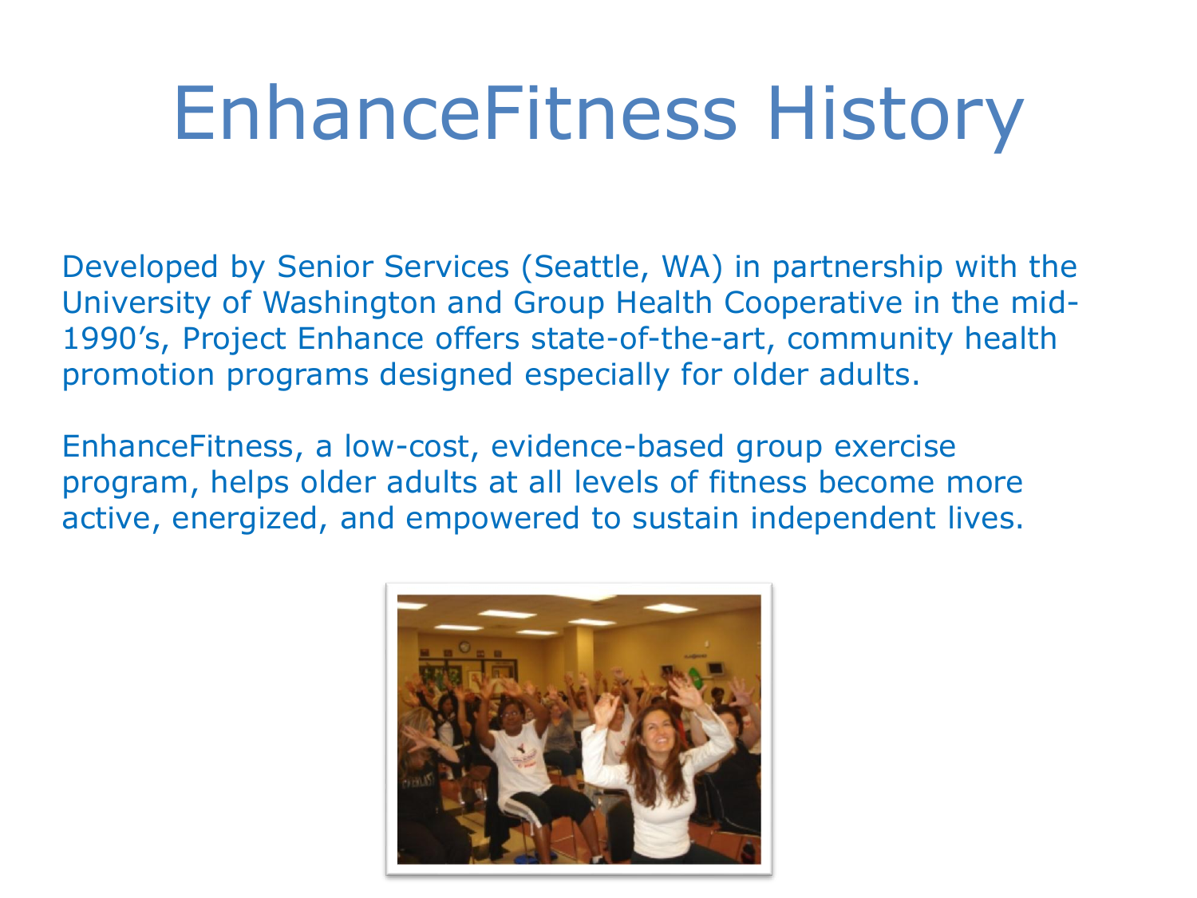# EnhanceFitness History

Developed by Senior Services (Seattle, WA) in partnership with the University of Washington and Group Health Cooperative in the mid-1990's, Project Enhance offers state-of-the-art, community health promotion programs designed especially for older adults.

EnhanceFitness, a low-cost, evidence-based group exercise program, helps older adults at all levels of fitness become more active, energized, and empowered to sustain independent lives.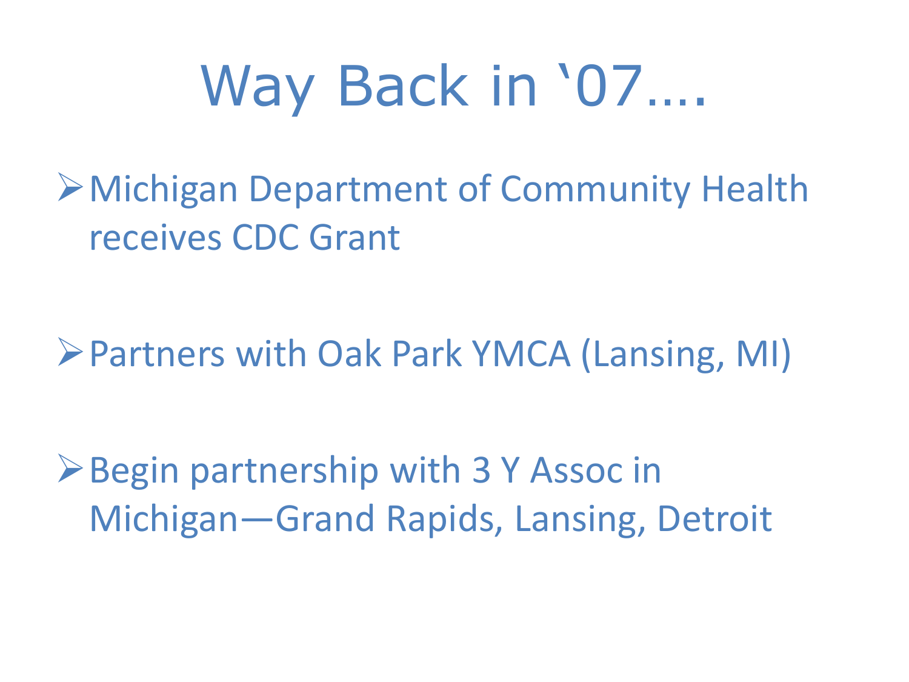# Way Back in ‘07….

- Michigan Department of Community Health receives CDC Grant

- Partners with Oak Park YMCA (Lansing, MI)

- Begin partnership with 3 Y Assoc in Michigan—Grand Rapids, Lansing, Detroit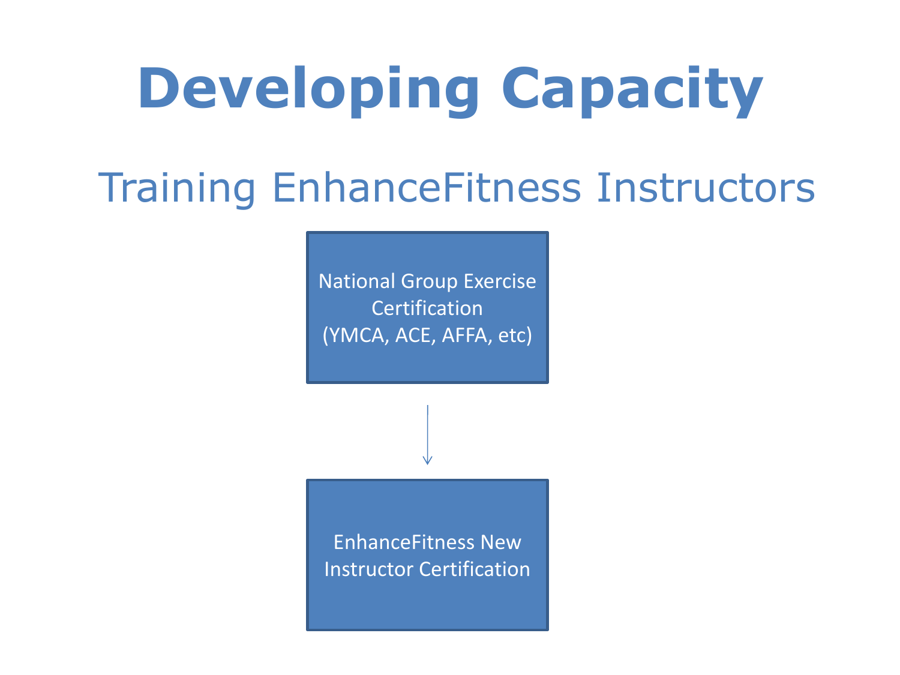# Developing Capacity

## Training EnhanceFitness Instructors

National Group Exercise Certification
(YMCA, ACE, AFFA, etc)

↓

EnhanceFitness New Instructor Certification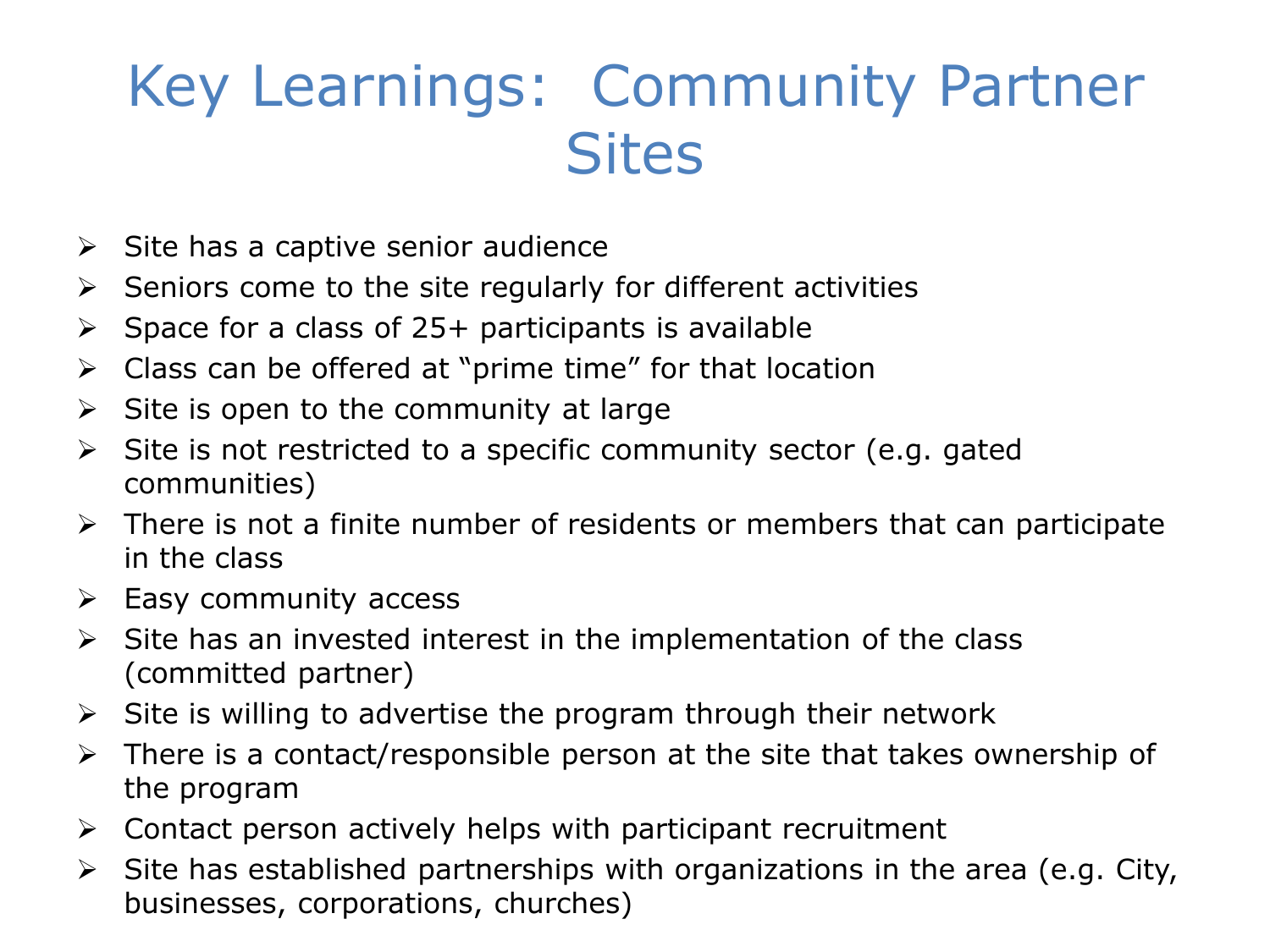# Key Learnings: Community Partner Sites

- Site has a captive senior audience
- Seniors come to the site regularly for different activities
- Space for a class of 25+ participants is available
- Class can be offered at “prime time” for that location
- Site is open to the community at large
- Site is not restricted to a specific community sector (e.g. gated communities)
- There is not a finite number of residents or members that can participate in the class
- Easy community access
- Site has an invested interest in the implementation of the class (committed partner)
- Site is willing to advertise the program through their network
- There is a contact/responsible person at the site that takes ownership of the program
- Contact person actively helps with participant recruitment
- Site has established partnerships with organizations in the area (e.g. City, businesses, corporations, churches)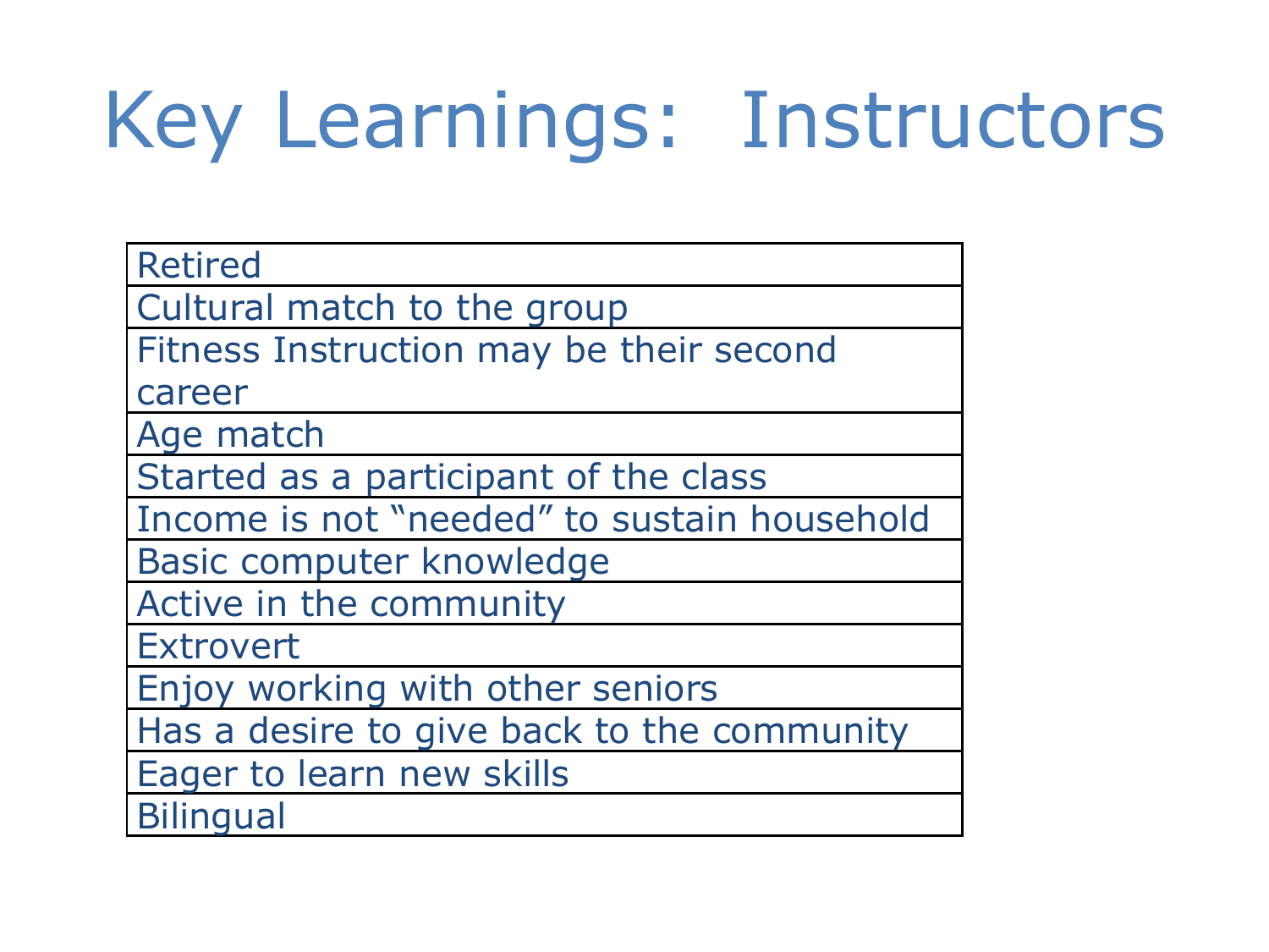# Key Learnings: Instructors

| |
|---|
| Retired |
| Cultural match to the group |
| Fitness Instruction may be their second career |
| Age match |
| Started as a participant of the class |
| Income is not "needed" to sustain household |
| Basic computer knowledge |
| Active in the community |
| Extrovert |
| Enjoy working with other seniors |
| Has a desire to give back to the community |
| Eager to learn new skills |
| Bilingual |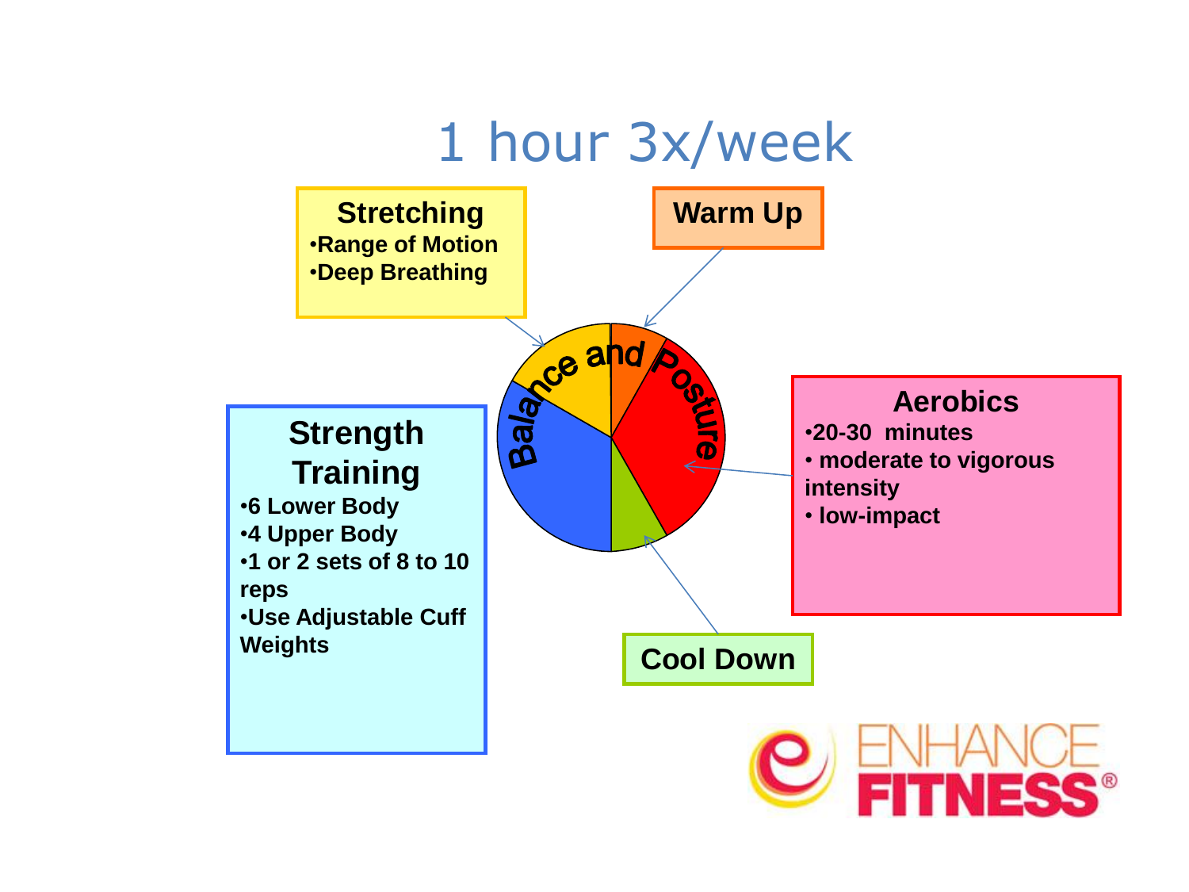# 1 hour 3x/week

**Stretching**
- Range of Motion
- Deep Breathing

**Warm Up**

**Balance and Posture**

**Aerobics**
- 20-30 minutes
- moderate to vigorous intensity
- low-impact

**Strength Training**
- 6 Lower Body
- 4 Upper Body
- 1 or 2 sets of 8 to 10 reps
- Use Adjustable Cuff Weights

**Cool Down**

ENHANCE FITNESS®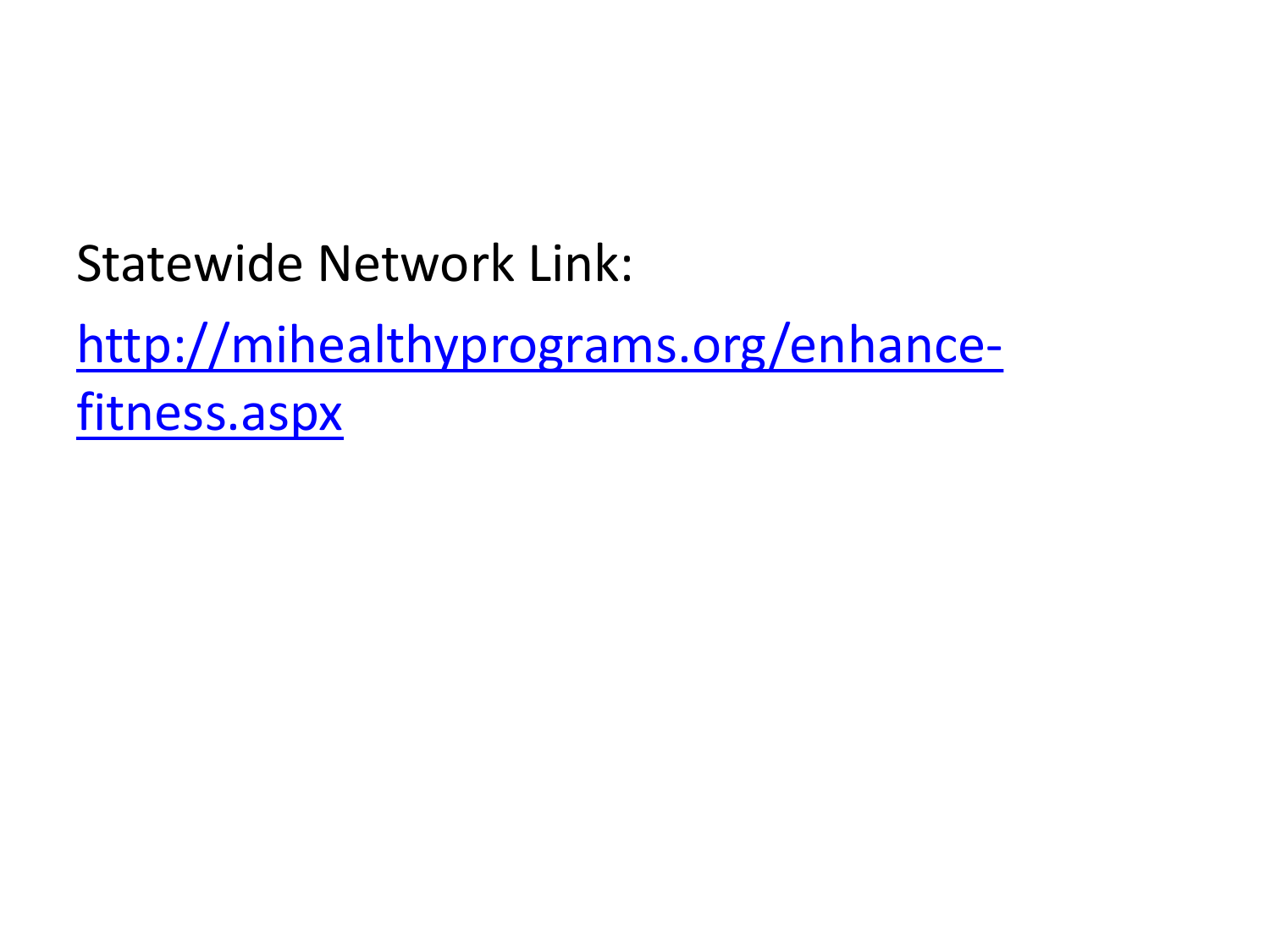Statewide Network Link:

http://mihealthyprograms.org/enhance-fitness.aspx